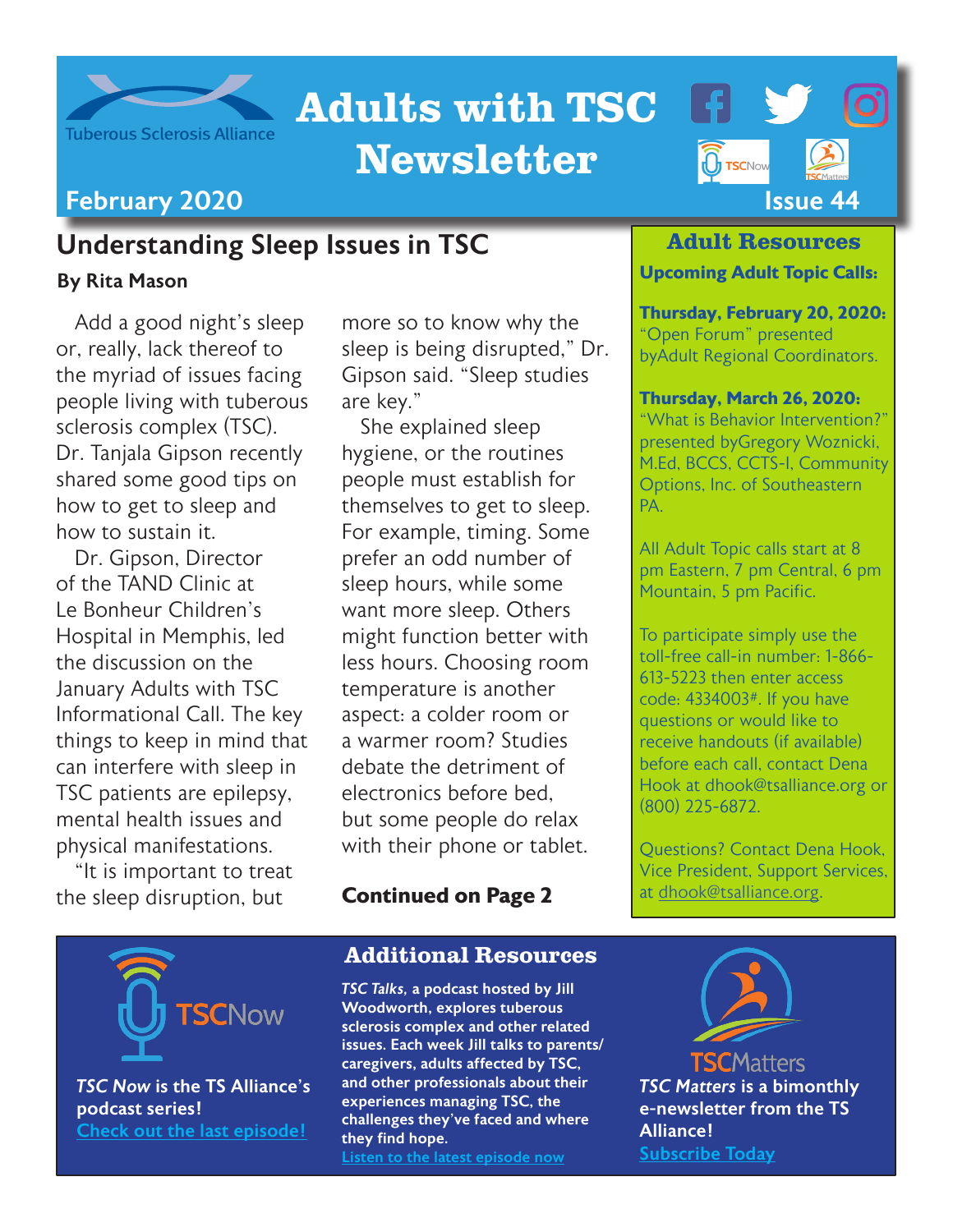Tuberous Sclerosis Alliance

# Adults with TSC Newsletter

**February 2020** **Issue 44**

## Understanding Sleep Issues in TSC

**By Rita Mason**

Add a good night's sleep or, really, lack thereof to the myriad of issues facing people living with tuberous sclerosis complex (TSC). Dr. Tanjala Gipson recently shared some good tips on how to get to sleep and how to sustain it.

Dr. Gipson, Director of the TAND Clinic at Le Bonheur Children's Hospital in Memphis, led the discussion on the January Adults with TSC Informational Call. The key things to keep in mind that can interfere with sleep in TSC patients are epilepsy, mental health issues and physical manifestations.

"It is important to treat the sleep disruption, but more so to know why the sleep is being disrupted," Dr. Gipson said. "Sleep studies are key."

She explained sleep hygiene, or the routines people must establish for themselves to get to sleep. For example, timing. Some prefer an odd number of sleep hours, while some want more sleep. Others might function better with less hours. Choosing room temperature is another aspect: a colder room or a warmer room? Studies debate the detriment of electronics before bed, but some people do relax with their phone or tablet.

**Continued on Page 2**

### Adult Resources

**Upcoming Adult Topic Calls:**

**Thursday, February 20, 2020:** "Open Forum" presented byAdult Regional Coordinators.

**Thursday, March 26, 2020:** "What is Behavior Intervention?" presented byGregory Woznicki, M.Ed, BCCS, CCTS-I, Community Options, Inc. of Southeastern PA.

All Adult Topic calls start at 8 pm Eastern, 7 pm Central, 6 pm Mountain, 5 pm Pacific.

To participate simply use the toll-free call-in number: 1-866-613-5223 then enter access code: 4334003#. If you have questions or would like to receive handouts (if available) before each call, contact Dena Hook at dhook@tsalliance.org or (800) 225-6872.

Questions? Contact Dena Hook, Vice President, Support Services, at dhook@tsalliance.org.

### Additional Resources

TSCNow

***TSC Now* is the TS Alliance's podcast series!**
Check out the last episode!

***TSC Talks*, a podcast hosted by Jill Woodworth, explores tuberous sclerosis complex and other related issues. Each week Jill talks to parents/caregivers, adults affected by TSC, and other professionals about their experiences managing TSC, the challenges they've faced and where they find hope.**
Listen to the latest episode now

TSCMatters

***TSC Matters* is a bimonthly e-newsletter from the TS Alliance!**
Subscribe Today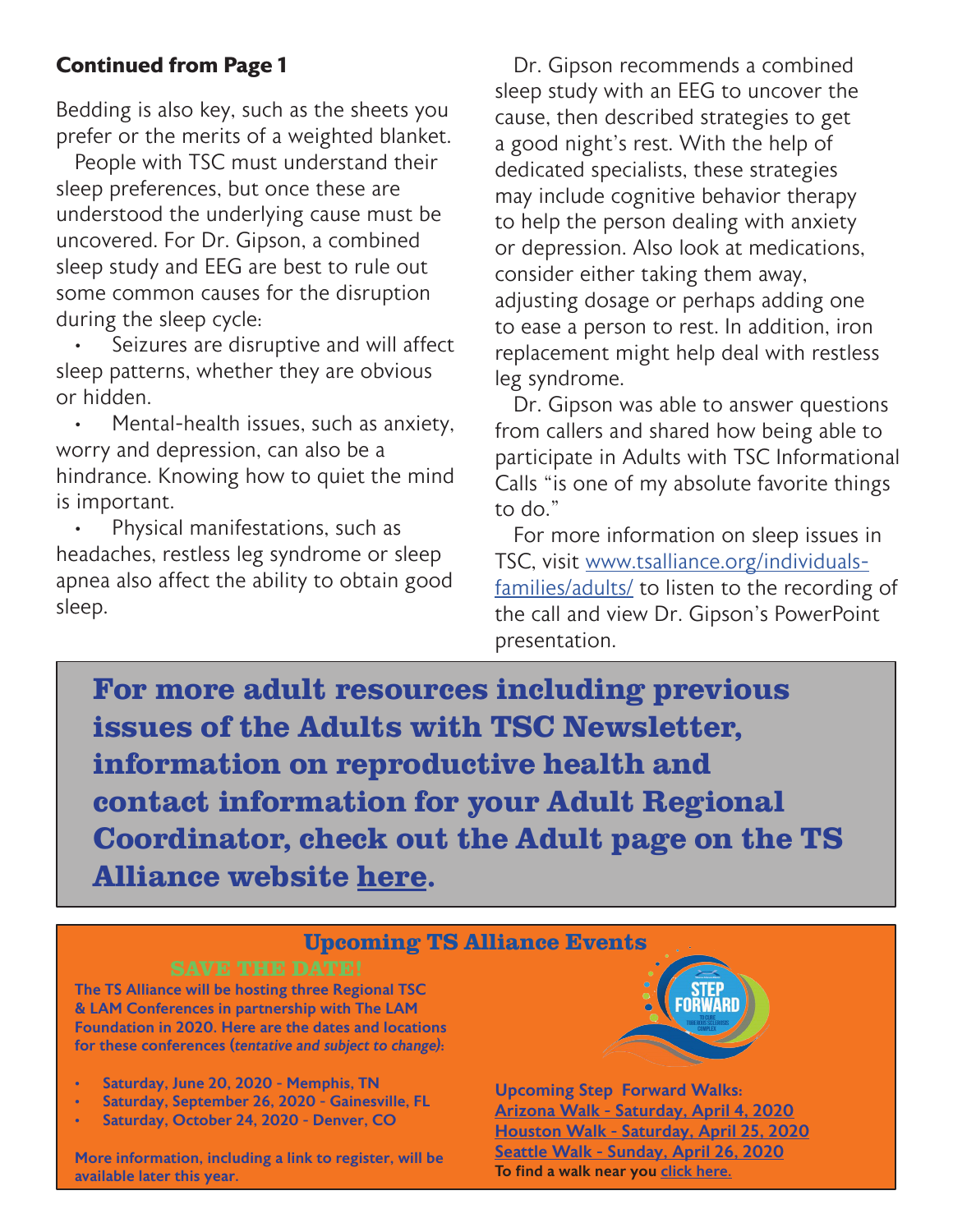**Continued from Page 1**

Bedding is also key, such as the sheets you prefer or the merits of a weighted blanket.

People with TSC must understand their sleep preferences, but once these are understood the underlying cause must be uncovered. For Dr. Gipson, a combined sleep study and EEG are best to rule out some common causes for the disruption during the sleep cycle:

- Seizures are disruptive and will affect sleep patterns, whether they are obvious or hidden.
- Mental-health issues, such as anxiety, worry and depression, can also be a hindrance. Knowing how to quiet the mind is important.
- Physical manifestations, such as headaches, restless leg syndrome or sleep apnea also affect the ability to obtain good sleep.

Dr. Gipson recommends a combined sleep study with an EEG to uncover the cause, then described strategies to get a good night's rest. With the help of dedicated specialists, these strategies may include cognitive behavior therapy to help the person dealing with anxiety or depression. Also look at medications, consider either taking them away, adjusting dosage or perhaps adding one to ease a person to rest. In addition, iron replacement might help deal with restless leg syndrome.

Dr. Gipson was able to answer questions from callers and shared how being able to participate in Adults with TSC Informational Calls "is one of my absolute favorite things to do."

For more information on sleep issues in TSC, visit [www.tsalliance.org/individuals-families/adults/](www.tsalliance.org/individuals-families/adults/) to listen to the recording of the call and view Dr. Gipson's PowerPoint presentation.

**For more adult resources including previous issues of the Adults with TSC Newsletter, information on reproductive health and contact information for your Adult Regional Coordinator, check out the Adult page on the TS Alliance website here.**

## Upcoming TS Alliance Events

### SAVE THE DATE!

**The TS Alliance will be hosting three Regional TSC & LAM Conferences in partnership with The LAM Foundation in 2020. Here are the dates and locations for these conferences (*tentative and subject to change*):**

- **Saturday, June 20, 2020 - Memphis, TN**
- **Saturday, September 26, 2020 - Gainesville, FL**
- **Saturday, October 24, 2020 - Denver, CO**

**More information, including a link to register, will be available later this year.**

STEP FORWARD
TO CURE TUBEROUS SCLEROSIS COMPLEX

**Upcoming Step Forward Walks:**
**Arizona Walk - Saturday, April 4, 2020**
**Houston Walk - Saturday, April 25, 2020**
**Seattle Walk - Sunday, April 26, 2020**
**To find a walk near you click here.**